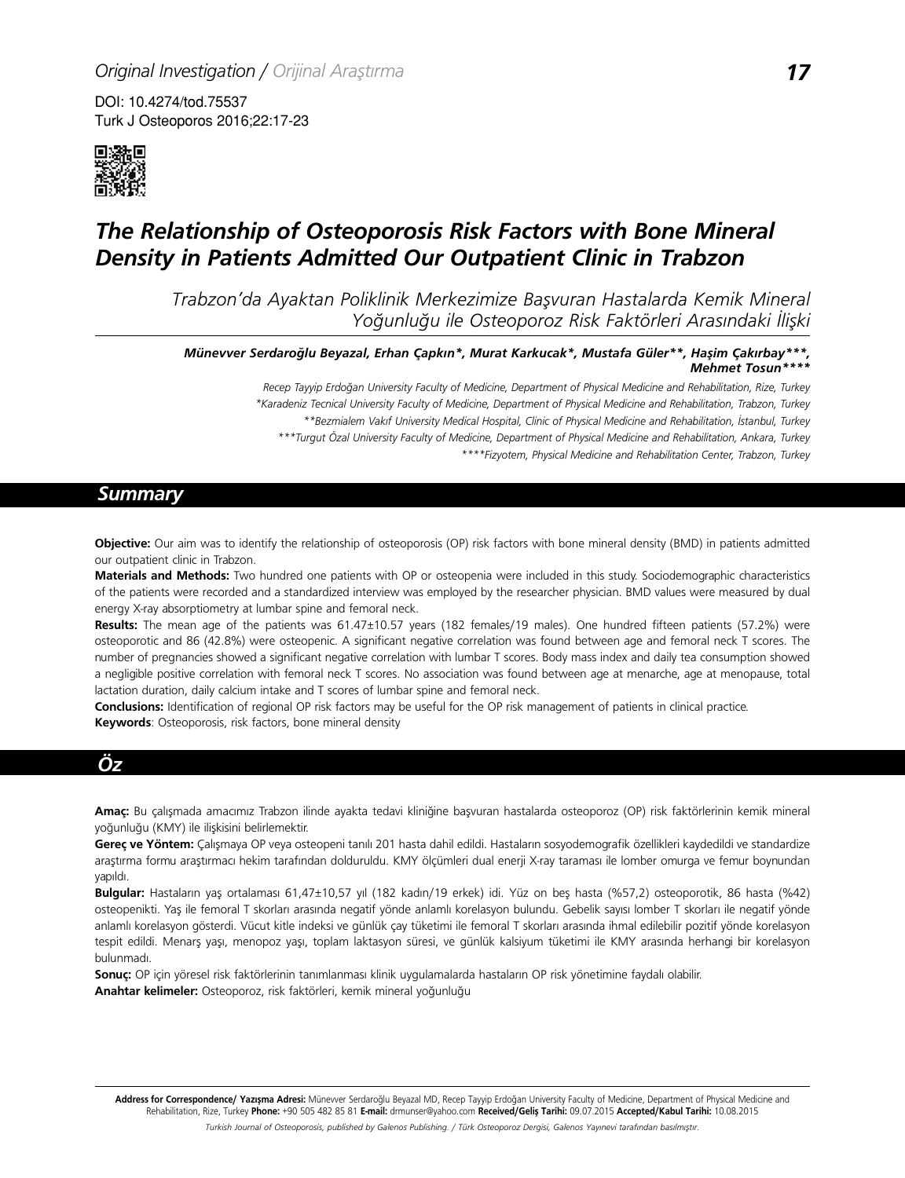*Original Investigation / Orijinal Araştırma*

DOI: 10.4274/tod.75537

# The Relationship of Osteoporosis Risk Factors with Bone Mineral Density in Patients Admitted Our Outpatient Clinic in Trabzon

*Trabzon'da Ayaktan Poliklinik Merkezimize Başvuran Hastalarda Kemik Mineral Yoğunluğu ile Osteoporoz Risk Faktörleri Arasındaki İlişki*

**Münevver Serdaroğlu Beyazal, Erhan Çapkın\*, Murat Karkucak\*, Mustafa Güler\*\*, Haşim Çakırbay\*\*\*, Mehmet Tosun\*\*\*\***

*Recep Tayyip Erdoğan University Faculty of Medicine, Department of Physical Medicine and Rehabilitation, Rize, Turkey*

*\*Karadeniz Tecnical University Faculty of Medicine, Department of Physical Medicine and Rehabilitation, Trabzon, Turkey*

*\*\*Bezmialem Vakıf University Medical Hospital, Clinic of Physical Medicine and Rehabilitation, İstanbul, Turkey*

*\*\*\*Turgut Özal University Faculty of Medicine, Department of Physical Medicine and Rehabilitation, Ankara, Turkey*

*\*\*\*\*Fizyotem, Physical Medicine and Rehabilitation Center, Trabzon, Turkey*

## Summary

**Objective:** Our aim was to identify the relationship of osteoporosis (OP) risk factors with bone mineral density (BMD) in patients admitted our outpatient clinic in Trabzon.

**Materials and Methods:** Two hundred one patients with OP or osteopenia were included in this study. Sociodemographic characteristics of the patients were recorded and a standardized interview was employed by the researcher physician. BMD values were measured by dual energy X-ray absorptiometry at lumbar spine and femoral neck.

**Results:** The mean age of the patients was 61.47±10.57 years (182 females/19 males). One hundred fifteen patients (57.2%) were osteoporotic and 86 (42.8%) were osteopenic. A significant negative correlation was found between age and femoral neck T scores. The number of pregnancies showed a significant negative correlation with lumbar T scores. Body mass index and daily tea consumption showed a negligible positive correlation with femoral neck T scores. No association was found between age at menarche, age at menopause, total lactation duration, daily calcium intake and T scores of lumbar spine and femoral neck.

**Conclusions:** Identification of regional OP risk factors may be useful for the OP risk management of patients in clinical practice.

**Keywords**: Osteoporosis, risk factors, bone mineral density

## Öz

**Amaç:** Bu çalışmada amacımız Trabzon ilinde ayakta tedavi kliniğine başvuran hastalarda osteoporoz (OP) risk faktörlerinin kemik mineral yoğunluğu (KMY) ile ilişkisini belirlemektir.

**Gereç ve Yöntem:** Çalışmaya OP veya osteopeni tanılı 201 hasta dahil edildi. Hastaların sosyodemografik özellikleri kaydedildi ve standardize araştırma formu araştırmacı hekim tarafından dolduruldu. KMY ölçümleri dual enerji X-ray taraması ile lomber omurga ve femur boynundan yapıldı.

**Bulgular:** Hastaların yaş ortalaması 61,47±10,57 yıl (182 kadın/19 erkek) idi. Yüz on beş hasta (%57,2) osteoporotik, 86 hasta (%42) osteopenikti. Yaş ile femoral T skorları arasında negatif yönde anlamlı korelasyon bulundu. Gebelik sayısı lomber T skorları ile negatif yönde anlamlı korelasyon gösterdi. Vücut kitle indeksi ve günlük çay tüketimi ile femoral T skorları arasında ihmal edilebilir pozitif yönde korelasyon tespit edildi. Menarş yaşı, menopoz yaşı, toplam laktasyon süresi, ve günlük kalsiyum tüketimi ile KMY arasında herhangi bir korelasyon bulunmadı.

**Sonuç:** OP için yöresel risk faktörlerinin tanımlanması klinik uygulamalarda hastaların OP risk yönetimine faydalı olabilir.

**Anahtar kelimeler:** Osteoporoz, risk faktörleri, kemik mineral yoğunluğu

**Address for Correspondence/ Yazışma Adresi:** Münevver Serdaroğlu Beyazal MD, Recep Tayyip Erdoğan University Faculty of Medicine, Department of Physical Medicine and Rehabilitation, Rize, Turkey **Phone:** +90 505 482 85 81 **E-mail:** drmunser@yahoo.com **Received/Geliş Tarihi:** 09.07.2015 **Accepted/Kabul Tarihi:** 10.08.2015

*Turkish Journal of Osteoporosis, published by Galenos Publishing. / Türk Osteoporoz Dergisi, Galenos Yayınevi tarafından basılmıştır.*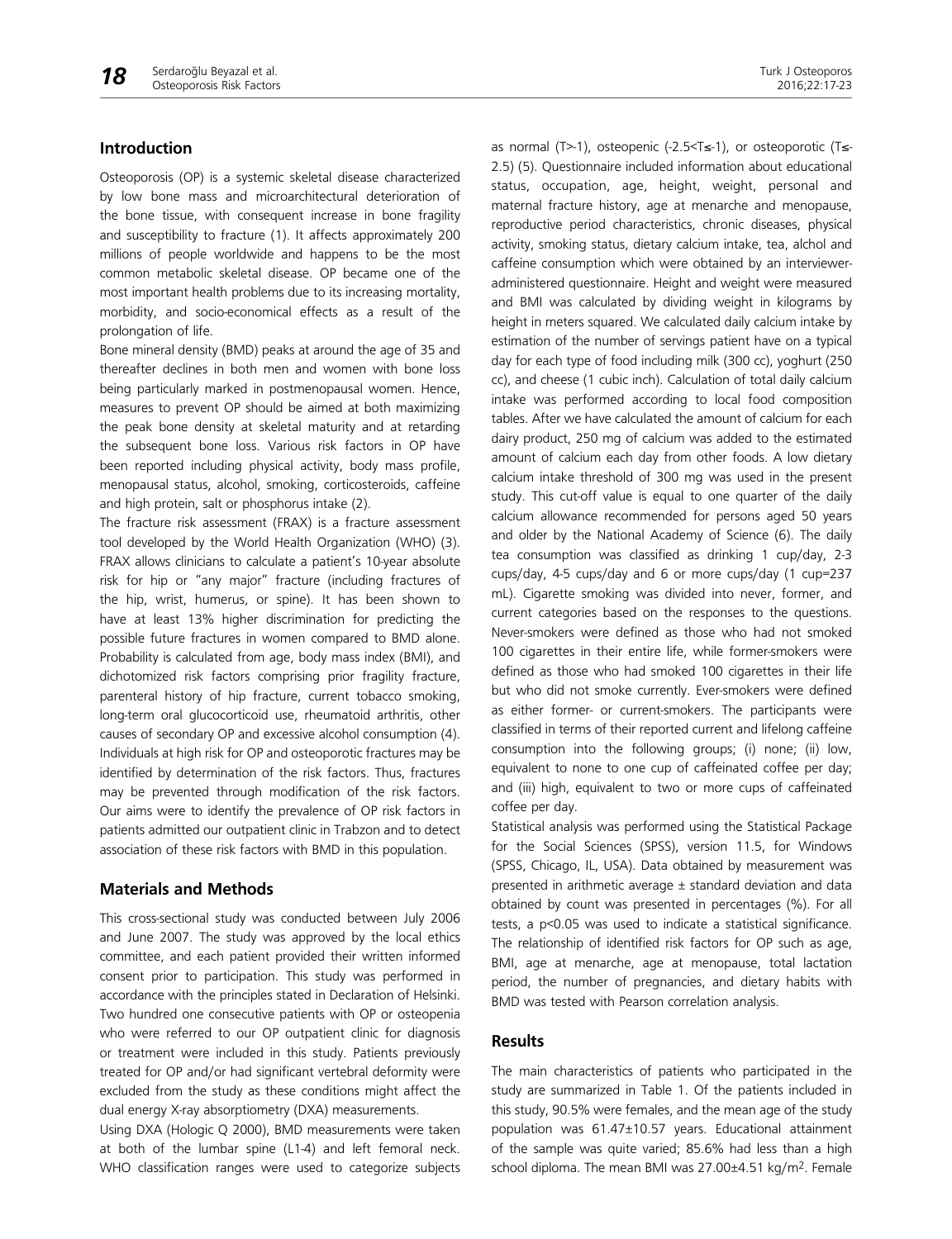## Introduction

Osteoporosis (OP) is a systemic skeletal disease characterized by low bone mass and microarchitectural deterioration of the bone tissue, with consequent increase in bone fragility and susceptibility to fracture (1). It affects approximately 200 millions of people worldwide and happens to be the most common metabolic skeletal disease. OP became one of the most important health problems due to its increasing mortality, morbidity, and socio-economical effects as a result of the prolongation of life.

Bone mineral density (BMD) peaks at around the age of 35 and thereafter declines in both men and women with bone loss being particularly marked in postmenopausal women. Hence, measures to prevent OP should be aimed at both maximizing the peak bone density at skeletal maturity and at retarding the subsequent bone loss. Various risk factors in OP have been reported including physical activity, body mass profile, menopausal status, alcohol, smoking, corticosteroids, caffeine and high protein, salt or phosphorus intake (2).

The fracture risk assessment (FRAX) is a fracture assessment tool developed by the World Health Organization (WHO) (3). FRAX allows clinicians to calculate a patient's 10-year absolute risk for hip or "any major" fracture (including fractures of the hip, wrist, humerus, or spine). It has been shown to have at least 13% higher discrimination for predicting the possible future fractures in women compared to BMD alone. Probability is calculated from age, body mass index (BMI), and dichotomized risk factors comprising prior fragility fracture, parenteral history of hip fracture, current tobacco smoking, long-term oral glucocorticoid use, rheumatoid arthritis, other causes of secondary OP and excessive alcohol consumption (4). Individuals at high risk for OP and osteoporotic fractures may be identified by determination of the risk factors. Thus, fractures may be prevented through modification of the risk factors. Our aims were to identify the prevalence of OP risk factors in patients admitted our outpatient clinic in Trabzon and to detect association of these risk factors with BMD in this population.

## Materials and Methods

This cross-sectional study was conducted between July 2006 and June 2007. The study was approved by the local ethics committee, and each patient provided their written informed consent prior to participation. This study was performed in accordance with the principles stated in Declaration of Helsinki. Two hundred one consecutive patients with OP or osteopenia who were referred to our OP outpatient clinic for diagnosis or treatment were included in this study. Patients previously treated for OP and/or had significant vertebral deformity were excluded from the study as these conditions might affect the dual energy X-ray absorptiometry (DXA) measurements.

Using DXA (Hologic Q 2000), BMD measurements were taken at both of the lumbar spine (L1-4) and left femoral neck. WHO classification ranges were used to categorize subjects as normal ($T>-1$), osteopenic ($-2.5<T\leq-1$), or osteoporotic ($T\leq-2.5$) (5). Questionnaire included information about educational status, occupation, age, height, weight, personal and maternal fracture history, age at menarche and menopause, reproductive period characteristics, chronic diseases, physical activity, smoking status, dietary calcium intake, tea, alchol and caffeine consumption which were obtained by an interviewer-administered questionnaire. Height and weight were measured and BMI was calculated by dividing weight in kilograms by height in meters squared. We calculated daily calcium intake by estimation of the number of servings patient have on a typical day for each type of food including milk (300 cc), yoghurt (250 cc), and cheese (1 cubic inch). Calculation of total daily calcium intake was performed according to local food composition tables. After we have calculated the amount of calcium for each dairy product, 250 mg of calcium was added to the estimated amount of calcium each day from other foods. A low dietary calcium intake threshold of 300 mg was used in the present study. This cut-off value is equal to one quarter of the daily calcium allowance recommended for persons aged 50 years and older by the National Academy of Science (6). The daily tea consumption was classified as drinking 1 cup/day, 2-3 cups/day, 4-5 cups/day and 6 or more cups/day (1 cup=237 mL). Cigarette smoking was divided into never, former, and current categories based on the responses to the questions. Never-smokers were defined as those who had not smoked 100 cigarettes in their entire life, while former-smokers were defined as those who had smoked 100 cigarettes in their life but who did not smoke currently. Ever-smokers were defined as either former- or current-smokers. The participants were classified in terms of their reported current and lifelong caffeine consumption into the following groups; (i) none; (ii) low, equivalent to none to one cup of caffeinated coffee per day; and (iii) high, equivalent to two or more cups of caffeinated coffee per day.

Statistical analysis was performed using the Statistical Package for the Social Sciences (SPSS), version 11.5, for Windows (SPSS, Chicago, IL, USA). Data obtained by measurement was presented in arithmetic average ± standard deviation and data obtained by count was presented in percentages (%). For all tests, a $p<0.05$ was used to indicate a statistical significance. The relationship of identified risk factors for OP such as age, BMI, age at menarche, age at menopause, total lactation period, the number of pregnancies, and dietary habits with BMD was tested with Pearson correlation analysis.

## Results

The main characteristics of patients who participated in the study are summarized in Table 1. Of the patients included in this study, 90.5% were females, and the mean age of the study population was 61.47±10.57 years. Educational attainment of the sample was quite varied; 85.6% had less than a high school diploma. The mean BMI was 27.00±4.51 kg/m$^2$. Female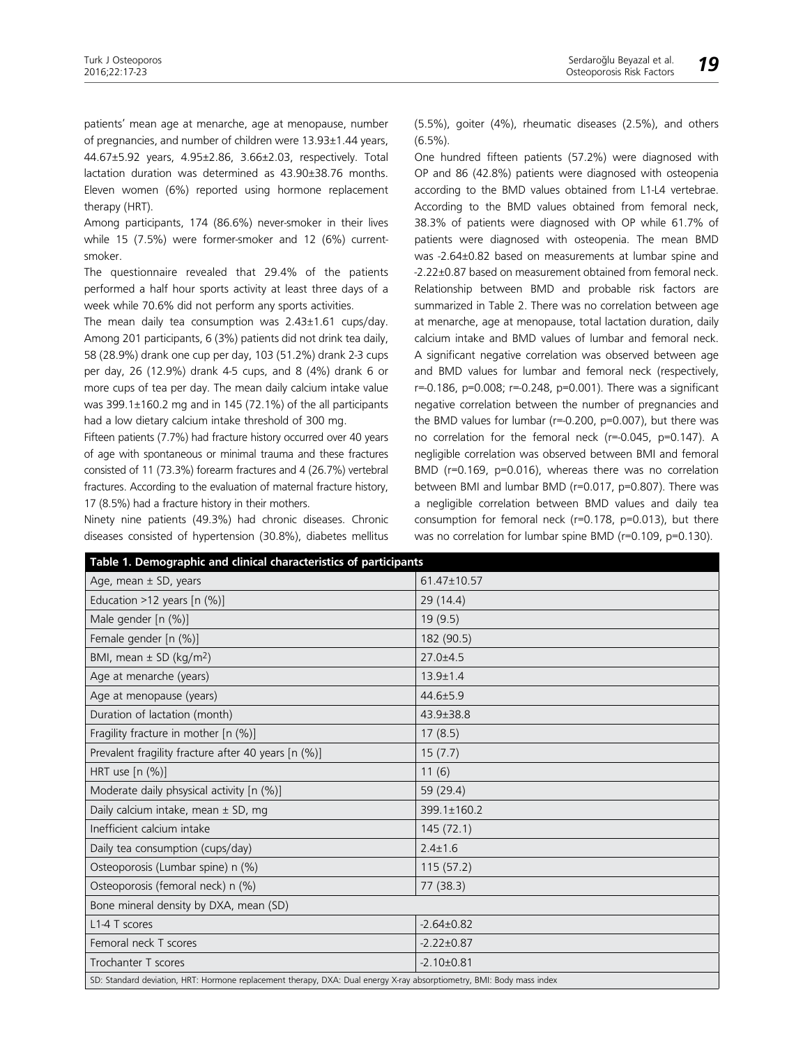patients' mean age at menarche, age at menopause, number of pregnancies, and number of children were 13.93±1.44 years, 44.67±5.92 years, 4.95±2.86, 3.66±2.03, respectively. Total lactation duration was determined as 43.90±38.76 months. Eleven women (6%) reported using hormone replacement therapy (HRT).

Among participants, 174 (86.6%) never-smoker in their lives while 15 (7.5%) were former-smoker and 12 (6%) current-smoker.

The questionnaire revealed that 29.4% of the patients performed a half hour sports activity at least three days of a week while 70.6% did not perform any sports activities.

The mean daily tea consumption was 2.43±1.61 cups/day. Among 201 participants, 6 (3%) patients did not drink tea daily, 58 (28.9%) drank one cup per day, 103 (51.2%) drank 2-3 cups per day, 26 (12.9%) drank 4-5 cups, and 8 (4%) drank 6 or more cups of tea per day. The mean daily calcium intake value was 399.1±160.2 mg and in 145 (72.1%) of the all participants had a low dietary calcium intake threshold of 300 mg.

Fifteen patients (7.7%) had fracture history occurred over 40 years of age with spontaneous or minimal trauma and these fractures consisted of 11 (73.3%) forearm fractures and 4 (26.7%) vertebral fractures. According to the evaluation of maternal fracture history, 17 (8.5%) had a fracture history in their mothers.

Ninety nine patients (49.3%) had chronic diseases. Chronic diseases consisted of hypertension (30.8%), diabetes mellitus (5.5%), goiter (4%), rheumatic diseases (2.5%), and others (6.5%).

One hundred fifteen patients (57.2%) were diagnosed with OP and 86 (42.8%) patients were diagnosed with osteopenia according to the BMD values obtained from L1-L4 vertebrae. According to the BMD values obtained from femoral neck, 38.3% of patients were diagnosed with OP while 61.7% of patients were diagnosed with osteopenia. The mean BMD was -2.64±0.82 based on measurements at lumbar spine and -2.22±0.87 based on measurement obtained from femoral neck. Relationship between BMD and probable risk factors are summarized in Table 2. There was no correlation between age at menarche, age at menopause, total lactation duration, daily calcium intake and BMD values of lumbar and femoral neck. A significant negative correlation was observed between age and BMD values for lumbar and femoral neck (respectively, r=-0.186, p=0.008; r=-0.248, p=0.001). There was a significant negative correlation between the number of pregnancies and the BMD values for lumbar (r=-0.200, p=0.007), but there was no correlation for the femoral neck (r=-0.045, p=0.147). A negligible correlation was observed between BMI and femoral BMD (r=0.169, p=0.016), whereas there was no correlation between BMI and lumbar BMD (r=0.017, p=0.807). There was a negligible correlation between BMD values and daily tea consumption for femoral neck (r=0.178, p=0.013), but there was no correlation for lumbar spine BMD (r=0.109, p=0.130).

**Table 1. Demographic and clinical characteristics of participants**

| | |
|---|---|
| Age, mean ± SD, years | 61.47±10.57 |
| Education >12 years [n (%)] | 29 (14.4) |
| Male gender [n (%)] | 19 (9.5) |
| Female gender [n (%)] | 182 (90.5) |
| BMI, mean ± SD (kg/m$^2$) | 27.0±4.5 |
| Age at menarche (years) | 13.9±1.4 |
| Age at menopause (years) | 44.6±5.9 |
| Duration of lactation (month) | 43.9±38.8 |
| Fragility fracture in mother [n (%)] | 17 (8.5) |
| Prevalent fragility fracture after 40 years [n (%)] | 15 (7.7) |
| HRT use [n (%)] | 11 (6) |
| Moderate daily phsysical activity [n (%)] | 59 (29.4) |
| Daily calcium intake, mean ± SD, mg | 399.1±160.2 |
| Inefficient calcium intake | 145 (72.1) |
| Daily tea consumption (cups/day) | 2.4±1.6 |
| Osteoporosis (Lumbar spine) n (%) | 115 (57.2) |
| Osteoporosis (femoral neck) n (%) | 77 (38.3) |
| Bone mineral density by DXA, mean (SD) | |
| L1-4 T scores | -2.64±0.82 |
| Femoral neck T scores | -2.22±0.87 |
| Trochanter T scores | -2.10±0.81 |

SD: Standard deviation, HRT: Hormone replacement therapy, DXA: Dual energy X-ray absorptiometry, BMI: Body mass index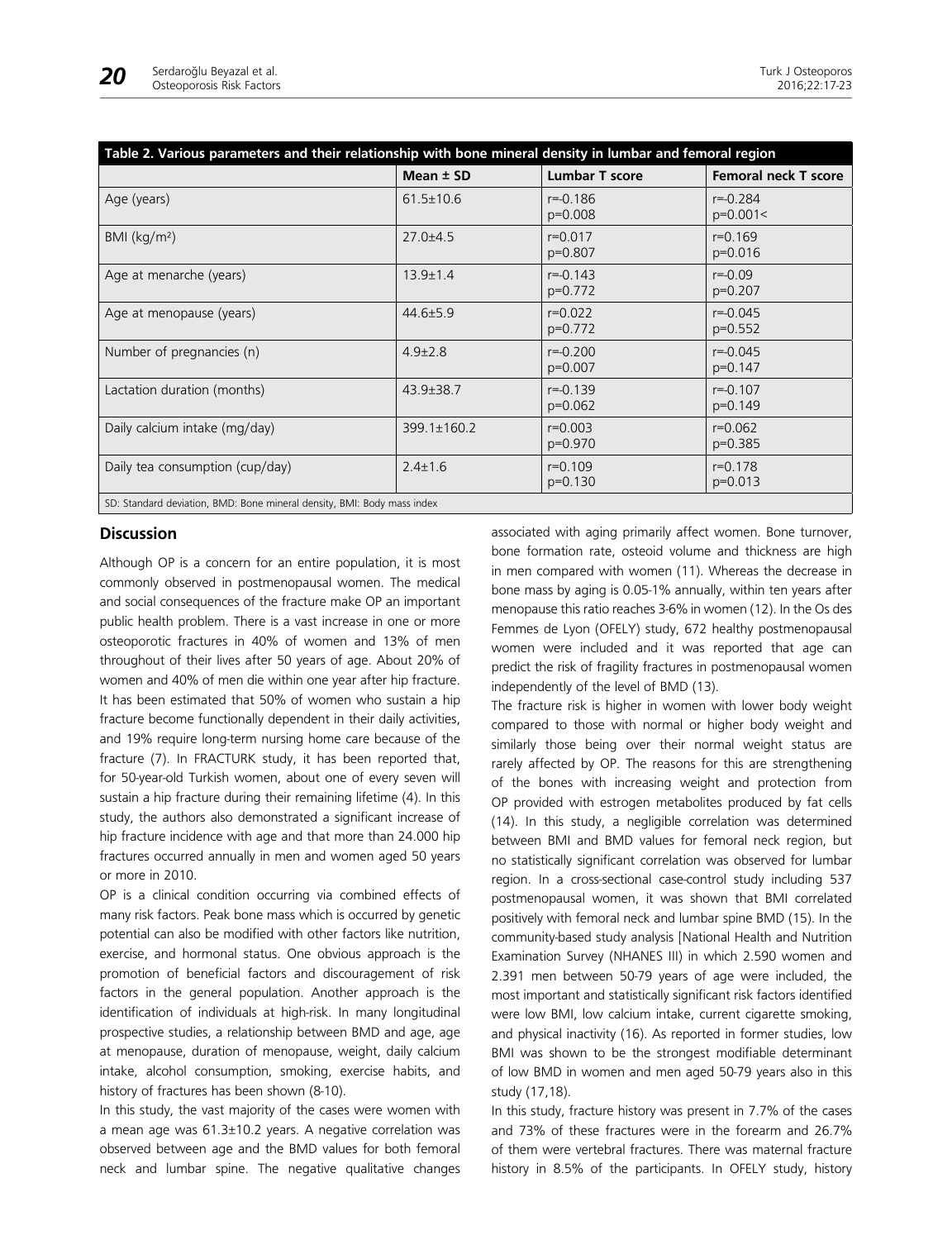**Table 2. Various parameters and their relationship with bone mineral density in lumbar and femoral region**

| | Mean ± SD | Lumbar T score | Femoral neck T score |
|---|---|---|---|
| Age (years) | 61.5±10.6 | r=-0.186<br>p=0.008 | r=-0.284<br>p=0.001< |
| BMI (kg/m²) | 27.0±4.5 | r=0.017<br>p=0.807 | r=0.169<br>p=0.016 |
| Age at menarche (years) | 13.9±1.4 | r=-0.143<br>p=0.772 | r=-0.09<br>p=0.207 |
| Age at menopause (years) | 44.6±5.9 | r=0.022<br>p=0.772 | r=-0.045<br>p=0.552 |
| Number of pregnancies (n) | 4.9±2.8 | r=-0.200<br>p=0.007 | r=-0.045<br>p=0.147 |
| Lactation duration (months) | 43.9±38.7 | r=-0.139<br>p=0.062 | r=-0.107<br>p=0.149 |
| Daily calcium intake (mg/day) | 399.1±160.2 | r=0.003<br>p=0.970 | r=0.062<br>p=0.385 |
| Daily tea consumption (cup/day) | 2.4±1.6 | r=0.109<br>p=0.130 | r=0.178<br>p=0.013 |

SD: Standard deviation, BMD: Bone mineral density, BMI: Body mass index

## Discussion

Although OP is a concern for an entire population, it is most commonly observed in postmenopausal women. The medical and social consequences of the fracture make OP an important public health problem. There is a vast increase in one or more osteoporotic fractures in 40% of women and 13% of men throughout of their lives after 50 years of age. About 20% of women and 40% of men die within one year after hip fracture. It has been estimated that 50% of women who sustain a hip fracture become functionally dependent in their daily activities, and 19% require long-term nursing home care because of the fracture (7). In FRACTURK study, it has been reported that, for 50-year-old Turkish women, about one of every seven will sustain a hip fracture during their remaining lifetime (4). In this study, the authors also demonstrated a significant increase of hip fracture incidence with age and that more than 24.000 hip fractures occurred annually in men and women aged 50 years or more in 2010.

OP is a clinical condition occurring via combined effects of many risk factors. Peak bone mass which is occurred by genetic potential can also be modified with other factors like nutrition, exercise, and hormonal status. One obvious approach is the promotion of beneficial factors and discouragement of risk factors in the general population. Another approach is the identification of individuals at high-risk. In many longitudinal prospective studies, a relationship between BMD and age, age at menopause, duration of menopause, weight, daily calcium intake, alcohol consumption, smoking, exercise habits, and history of fractures has been shown (8-10).

In this study, the vast majority of the cases were women with a mean age was 61.3±10.2 years. A negative correlation was observed between age and the BMD values for both femoral neck and lumbar spine. The negative qualitative changes associated with aging primarily affect women. Bone turnover, bone formation rate, osteoid volume and thickness are high in men compared with women (11). Whereas the decrease in bone mass by aging is 0.05-1% annually, within ten years after menopause this ratio reaches 3-6% in women (12). In the Os des Femmes de Lyon (OFELY) study, 672 healthy postmenopausal women were included and it was reported that age can predict the risk of fragility fractures in postmenopausal women independently of the level of BMD (13).

The fracture risk is higher in women with lower body weight compared to those with normal or higher body weight and similarly those being over their normal weight status are rarely affected by OP. The reasons for this are strengthening of the bones with increasing weight and protection from OP provided with estrogen metabolites produced by fat cells (14). In this study, a negligible correlation was determined between BMI and BMD values for femoral neck region, but no statistically significant correlation was observed for lumbar region. In a cross-sectional case-control study including 537 postmenopausal women, it was shown that BMI correlated positively with femoral neck and lumbar spine BMD (15). In the community-based study analysis [National Health and Nutrition Examination Survey (NHANES III) in which 2.590 women and 2.391 men between 50-79 years of age were included, the most important and statistically significant risk factors identified were low BMI, low calcium intake, current cigarette smoking, and physical inactivity (16). As reported in former studies, low BMI was shown to be the strongest modifiable determinant of low BMD in women and men aged 50-79 years also in this study (17,18).

In this study, fracture history was present in 7.7% of the cases and 73% of these fractures were in the forearm and 26.7% of them were vertebral fractures. There was maternal fracture history in 8.5% of the participants. In OFELY study, history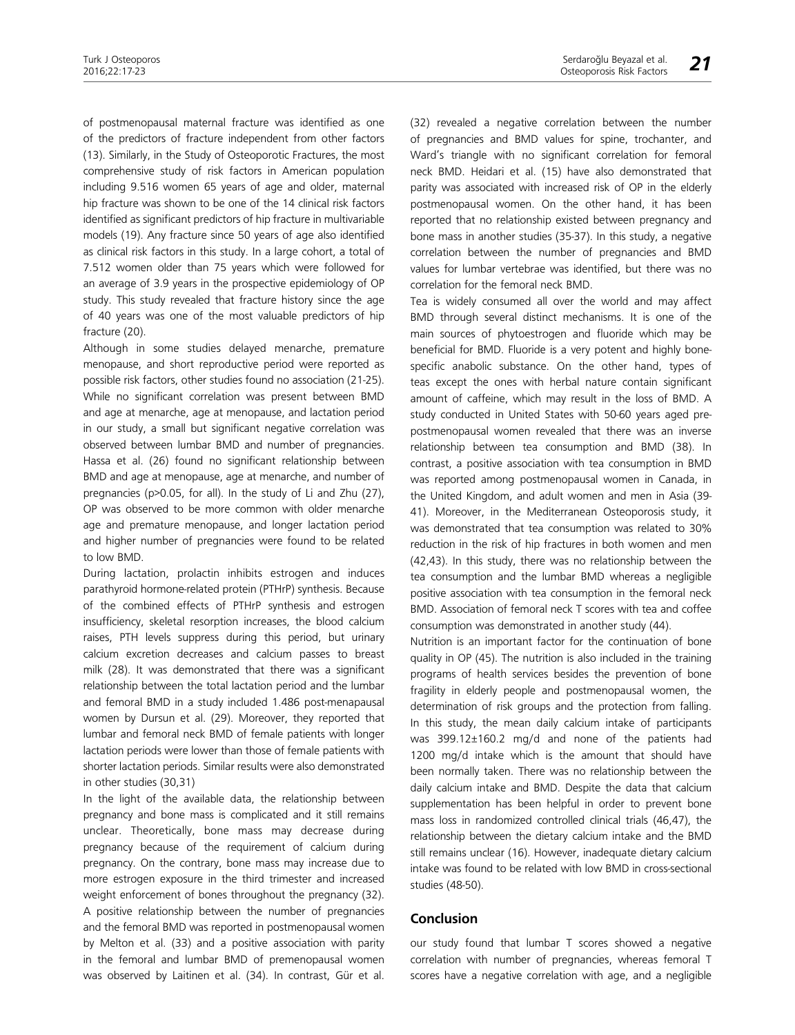of postmenopausal maternal fracture was identified as one of the predictors of fracture independent from other factors (13). Similarly, in the Study of Osteoporotic Fractures, the most comprehensive study of risk factors in American population including 9.516 women 65 years of age and older, maternal hip fracture was shown to be one of the 14 clinical risk factors identified as significant predictors of hip fracture in multivariable models (19). Any fracture since 50 years of age also identified as clinical risk factors in this study. In a large cohort, a total of 7.512 women older than 75 years which were followed for an average of 3.9 years in the prospective epidemiology of OP study. This study revealed that fracture history since the age of 40 years was one of the most valuable predictors of hip fracture (20).

Although in some studies delayed menarche, premature menopause, and short reproductive period were reported as possible risk factors, other studies found no association (21-25). While no significant correlation was present between BMD and age at menarche, age at menopause, and lactation period in our study, a small but significant negative correlation was observed between lumbar BMD and number of pregnancies. Hassa et al. (26) found no significant relationship between BMD and age at menopause, age at menarche, and number of pregnancies (p>0.05, for all). In the study of Li and Zhu (27), OP was observed to be more common with older menarche age and premature menopause, and longer lactation period and higher number of pregnancies were found to be related to low BMD.

During lactation, prolactin inhibits estrogen and induces parathyroid hormone-related protein (PTHrP) synthesis. Because of the combined effects of PTHrP synthesis and estrogen insufficiency, skeletal resorption increases, the blood calcium raises, PTH levels suppress during this period, but urinary calcium excretion decreases and calcium passes to breast milk (28). It was demonstrated that there was a significant relationship between the total lactation period and the lumbar and femoral BMD in a study included 1.486 post-menapausal women by Dursun et al. (29). Moreover, they reported that lumbar and femoral neck BMD of female patients with longer lactation periods were lower than those of female patients with shorter lactation periods. Similar results were also demonstrated in other studies (30,31)

In the light of the available data, the relationship between pregnancy and bone mass is complicated and it still remains unclear. Theoretically, bone mass may decrease during pregnancy because of the requirement of calcium during pregnancy. On the contrary, bone mass may increase due to more estrogen exposure in the third trimester and increased weight enforcement of bones throughout the pregnancy (32). A positive relationship between the number of pregnancies and the femoral BMD was reported in postmenopausal women by Melton et al. (33) and a positive association with parity in the femoral and lumbar BMD of premenopausal women was observed by Laitinen et al. (34). In contrast, Gür et al. (32) revealed a negative correlation between the number of pregnancies and BMD values for spine, trochanter, and Ward's triangle with no significant correlation for femoral neck BMD. Heidari et al. (15) have also demonstrated that parity was associated with increased risk of OP in the elderly postmenopausal women. On the other hand, it has been reported that no relationship existed between pregnancy and bone mass in another studies (35-37). In this study, a negative correlation between the number of pregnancies and BMD values for lumbar vertebrae was identified, but there was no correlation for the femoral neck BMD.

Tea is widely consumed all over the world and may affect BMD through several distinct mechanisms. It is one of the main sources of phytoestrogen and fluoride which may be beneficial for BMD. Fluoride is a very potent and highly bone-specific anabolic substance. On the other hand, types of teas except the ones with herbal nature contain significant amount of caffeine, which may result in the loss of BMD. A study conducted in United States with 50-60 years aged pre-postmenopausal women revealed that there was an inverse relationship between tea consumption and BMD (38). In contrast, a positive association with tea consumption in BMD was reported among postmenopausal women in Canada, in the United Kingdom, and adult women and men in Asia (39-41). Moreover, in the Mediterranean Osteoporosis study, it was demonstrated that tea consumption was related to 30% reduction in the risk of hip fractures in both women and men (42,43). In this study, there was no relationship between the tea consumption and the lumbar BMD whereas a negligible positive association with tea consumption in the femoral neck BMD. Association of femoral neck T scores with tea and coffee consumption was demonstrated in another study (44).

Nutrition is an important factor for the continuation of bone quality in OP (45). The nutrition is also included in the training programs of health services besides the prevention of bone fragility in elderly people and postmenopausal women, the determination of risk groups and the protection from falling. In this study, the mean daily calcium intake of participants was 399.12±160.2 mg/d and none of the patients had 1200 mg/d intake which is the amount that should have been normally taken. There was no relationship between the daily calcium intake and BMD. Despite the data that calcium supplementation has been helpful in order to prevent bone mass loss in randomized controlled clinical trials (46,47), the relationship between the dietary calcium intake and the BMD still remains unclear (16). However, inadequate dietary calcium intake was found to be related with low BMD in cross-sectional studies (48-50).

## Conclusion

our study found that lumbar T scores showed a negative correlation with number of pregnancies, whereas femoral T scores have a negative correlation with age, and a negligible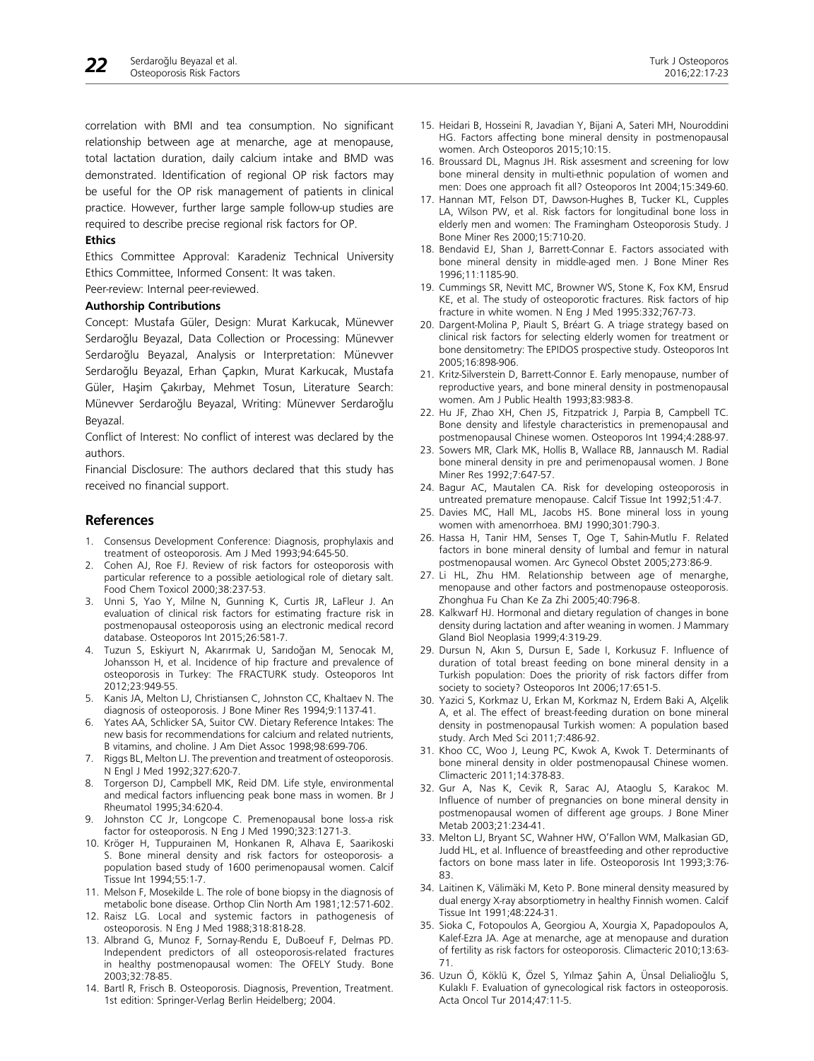correlation with BMI and tea consumption. No significant relationship between age at menarche, age at menopause, total lactation duration, daily calcium intake and BMD was demonstrated. Identification of regional OP risk factors may be useful for the OP risk management of patients in clinical practice. However, further large sample follow-up studies are required to describe precise regional risk factors for OP.

**Ethics**

Ethics Committee Approval: Karadeniz Technical University Ethics Committee, Informed Consent: It was taken.

Peer-review: Internal peer-reviewed.

**Authorship Contributions**

Concept: Mustafa Güler, Design: Murat Karkucak, Münevver Serdaroğlu Beyazal, Data Collection or Processing: Münevver Serdaroğlu Beyazal, Analysis or Interpretation: Münevver Serdaroğlu Beyazal, Erhan Çapkın, Murat Karkucak, Mustafa Güler, Haşim Çakırbay, Mehmet Tosun, Literature Search: Münevver Serdaroğlu Beyazal, Writing: Münevver Serdaroğlu Beyazal.

Conflict of Interest: No conflict of interest was declared by the authors.

Financial Disclosure: The authors declared that this study has received no financial support.

## References

1. Consensus Development Conference: Diagnosis, prophylaxis and treatment of osteoporosis. Am J Med 1993;94:645-50.
2. Cohen AJ, Roe FJ. Review of risk factors for osteoporosis with particular reference to a possible aetiological role of dietary salt. Food Chem Toxicol 2000;38:237-53.
3. Unni S, Yao Y, Milne N, Gunning K, Curtis JR, LaFleur J. An evaluation of clinical risk factors for estimating fracture risk in postmenopausal osteoporosis using an electronic medical record database. Osteoporos Int 2015;26:581-7.
4. Tuzun S, Eskiyurt N, Akarırmak U, Sarıdoğan M, Senocak M, Johansson H, et al. Incidence of hip fracture and prevalence of osteoporosis in Turkey: The FRACTURK study. Osteoporos Int 2012;23:949-55.
5. Kanis JA, Melton LJ, Christiansen C, Johnston CC, Khaltaev N. The diagnosis of osteoporosis. J Bone Miner Res 1994;9:1137-41.
6. Yates AA, Schlicker SA, Suitor CW. Dietary Reference Intakes: The new basis for recommendations for calcium and related nutrients, B vitamins, and choline. J Am Diet Assoc 1998;98:699-706.
7. Riggs BL, Melton LJ. The prevention and treatment of osteoporosis. N Engl J Med 1992;327:620-7.
8. Torgerson DJ, Campbell MK, Reid DM. Life style, environmental and medical factors influencing peak bone mass in women. Br J Rheumatol 1995;34:620-4.
9. Johnston CC Jr, Longcope C. Premenopausal bone loss-a risk factor for osteoporosis. N Eng J Med 1990;323:1271-3.
10. Kröger H, Tuppurainen M, Honkanen R, Alhava E, Saarikoski S. Bone mineral density and risk factors for osteoporosis- a population based study of 1600 perimenopausal women. Calcif Tissue Int 1994;55:1-7.
11. Melson F, Mosekilde L. The role of bone biopsy in the diagnosis of metabolic bone disease. Orthop Clin North Am 1981;12:571-602.
12. Raisz LG. Local and systemic factors in pathogenesis of osteoporosis. N Eng J Med 1988;318:818-28.
13. Albrand G, Munoz F, Sornay-Rendu E, DuBoeuf F, Delmas PD. Independent predictors of all osteoporosis-related fractures in healthy postmenopausal women: The OFELY Study. Bone 2003;32:78-85.
14. Bartl R, Frisch B. Osteoporosis. Diagnosis, Prevention, Treatment. 1st edition: Springer-Verlag Berlin Heidelberg; 2004.
15. Heidari B, Hosseini R, Javadian Y, Bijani A, Sateri MH, Nouroddini HG. Factors affecting bone mineral density in postmenopausal women. Arch Osteoporos 2015;10:15.
16. Broussard DL, Magnus JH. Risk assesment and screening for low bone mineral density in multi-ethnic population of women and men: Does one approach fit all? Osteoporos Int 2004;15:349-60.
17. Hannan MT, Felson DT, Dawson-Hughes B, Tucker KL, Cupples LA, Wilson PW, et al. Risk factors for longitudinal bone loss in elderly men and women: The Framingham Osteoporosis Study. J Bone Miner Res 2000;15:710-20.
18. Bendavid EJ, Shan J, Barrett-Connar E. Factors associated with bone mineral density in middle-aged men. J Bone Miner Res 1996;11:1185-90.
19. Cummings SR, Nevitt MC, Browner WS, Stone K, Fox KM, Ensrud KE, et al. The study of osteoporotic fractures. Risk factors of hip fracture in white women. N Eng J Med 1995:332;767-73.
20. Dargent-Molina P, Piault S, Bréart G. A triage strategy based on clinical risk factors for selecting elderly women for treatment or bone densitometry: The EPIDOS prospective study. Osteoporos Int 2005;16:898-906.
21. Kritz-Silverstein D, Barrett-Connor E. Early menopause, number of reproductive years, and bone mineral density in postmenopausal women. Am J Public Health 1993;83:983-8.
22. Hu JF, Zhao XH, Chen JS, Fitzpatrick J, Parpia B, Campbell TC. Bone density and lifestyle characteristics in premenopausal and postmenopausal Chinese women. Osteoporos Int 1994;4:288-97.
23. Sowers MR, Clark MK, Hollis B, Wallace RB, Jannausch M. Radial bone mineral density in pre and perimenopausal women. J Bone Miner Res 1992;7:647-57.
24. Bagur AC, Mautalen CA. Risk for developing osteoporosis in untreated premature menopause. Calcif Tissue Int 1992;51:4-7.
25. Davies MC, Hall ML, Jacobs HS. Bone mineral loss in young women with amenorrhoea. BMJ 1990;301:790-3.
26. Hassa H, Tanir HM, Senses T, Oge T, Sahin-Mutlu F. Related factors in bone mineral density of lumbal and femur in natural postmenopausal women. Arc Gynecol Obstet 2005;273:86-9.
27. Li HL, Zhu HM. Relationship between age of menarghe, menopause and other factors and postmenopause osteoporosis. Zhonghua Fu Chan Ke Za Zhi 2005;40:796-8.
28. Kalkwarf HJ. Hormonal and dietary regulation of changes in bone density during lactation and after weaning in women. J Mammary Gland Biol Neoplasia 1999;4:319-29.
29. Dursun N, Akın S, Dursun E, Sade I, Korkusuz F. Influence of duration of total breast feeding on bone mineral density in a Turkish population: Does the priority of risk factors differ from society to society? Osteoporos Int 2006;17:651-5.
30. Yazici S, Korkmaz U, Erkan M, Korkmaz N, Erdem Baki A, Alçelik A, et al. The effect of breast-feeding duration on bone mineral density in postmenopausal Turkish women: A population based study. Arch Med Sci 2011;7:486-92.
31. Khoo CC, Woo J, Leung PC, Kwok A, Kwok T. Determinants of bone mineral density in older postmenopausal Chinese women. Climacteric 2011;14:378-83.
32. Gur A, Nas K, Cevik R, Sarac AJ, Ataoglu S, Karakoc M. Influence of number of pregnancies on bone mineral density in postmenopausal women of different age groups. J Bone Miner Metab 2003;21:234-41.
33. Melton LJ, Bryant SC, Wahner HW, O'Fallon WM, Malkasian GD, Judd HL, et al. Influence of breastfeeding and other reproductive factors on bone mass later in life. Osteoporosis Int 1993;3:76-83.
34. Laitinen K, Välimäki M, Keto P. Bone mineral density measured by dual energy X-ray absorptiometry in healthy Finnish women. Calcif Tissue Int 1991;48:224-31.
35. Sioka C, Fotopoulos A, Georgiou A, Xourgia X, Papadopoulos A, Kalef-Ezra JA. Age at menarche, age at menopause and duration of fertility as risk factors for osteoporosis. Climacteric 2010;13:63-71.
36. Uzun Ö, Köklü K, Özel S, Yılmaz Şahin A, Ünsal Delialioğlu S, Kulaklı F. Evaluation of gynecological risk factors in osteoporosis. Acta Oncol Tur 2014;47:11-5.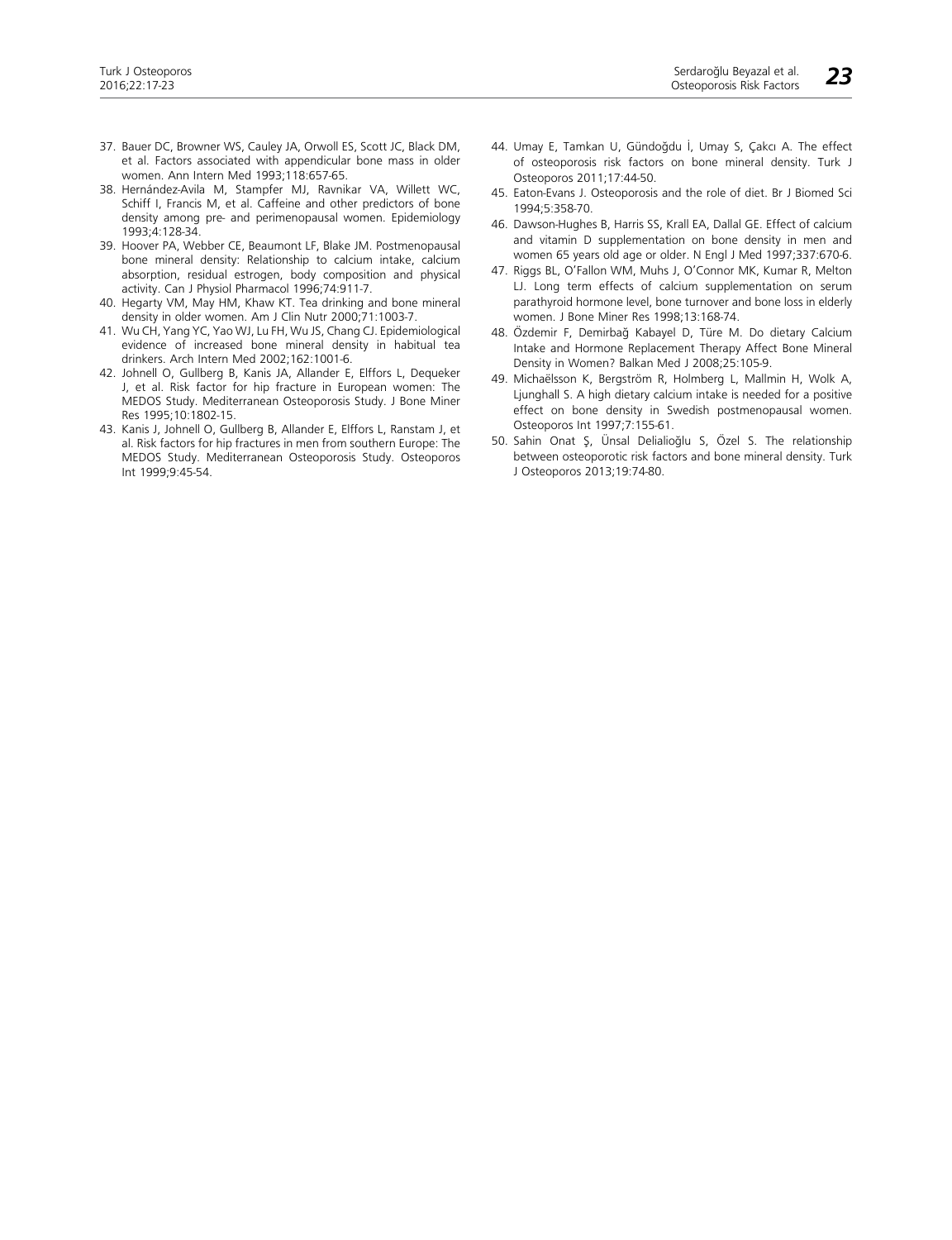37. Bauer DC, Browner WS, Cauley JA, Orwoll ES, Scott JC, Black DM, et al. Factors associated with appendicular bone mass in older women. Ann Intern Med 1993;118:657-65.
38. Hernández-Avila M, Stampfer MJ, Ravnikar VA, Willett WC, Schiff I, Francis M, et al. Caffeine and other predictors of bone density among pre- and perimenopausal women. Epidemiology 1993;4:128-34.
39. Hoover PA, Webber CE, Beaumont LF, Blake JM. Postmenopausal bone mineral density: Relationship to calcium intake, calcium absorption, residual estrogen, body composition and physical activity. Can J Physiol Pharmacol 1996;74:911-7.
40. Hegarty VM, May HM, Khaw KT. Tea drinking and bone mineral density in older women. Am J Clin Nutr 2000;71:1003-7.
41. Wu CH, Yang YC, Yao WJ, Lu FH, Wu JS, Chang CJ. Epidemiological evidence of increased bone mineral density in habitual tea drinkers. Arch Intern Med 2002;162:1001-6.
42. Johnell O, Gullberg B, Kanis JA, Allander E, Elffors L, Dequeker J, et al. Risk factor for hip fracture in European women: The MEDOS Study. Mediterranean Osteoporosis Study. J Bone Miner Res 1995;10:1802-15.
43. Kanis J, Johnell O, Gullberg B, Allander E, Elffors L, Ranstam J, et al. Risk factors for hip fractures in men from southern Europe: The MEDOS Study. Mediterranean Osteoporosis Study. Osteoporos Int 1999;9:45-54.
44. Umay E, Tamkan U, Gündoğdu İ, Umay S, Çakcı A. The effect of osteoporosis risk factors on bone mineral density. Turk J Osteoporos 2011;17:44-50.
45. Eaton-Evans J. Osteoporosis and the role of diet. Br J Biomed Sci 1994;5:358-70.
46. Dawson-Hughes B, Harris SS, Krall EA, Dallal GE. Effect of calcium and vitamin D supplementation on bone density in men and women 65 years old age or older. N Engl J Med 1997;337:670-6.
47. Riggs BL, O'Fallon WM, Muhs J, O'Connor MK, Kumar R, Melton LJ. Long term effects of calcium supplementation on serum parathyroid hormone level, bone turnover and bone loss in elderly women. J Bone Miner Res 1998;13:168-74.
48. Özdemir F, Demirbağ Kabayel D, Türe M. Do dietary Calcium Intake and Hormone Replacement Therapy Affect Bone Mineral Density in Women? Balkan Med J 2008;25:105-9.
49. Michaëlsson K, Bergström R, Holmberg L, Mallmin H, Wolk A, Ljunghall S. A high dietary calcium intake is needed for a positive effect on bone density in Swedish postmenopausal women. Osteoporos Int 1997;7:155-61.
50. Sahin Onat Ş, Ünsal Delialioğlu S, Özel S. The relationship between osteoporotic risk factors and bone mineral density. Turk J Osteoporos 2013;19:74-80.